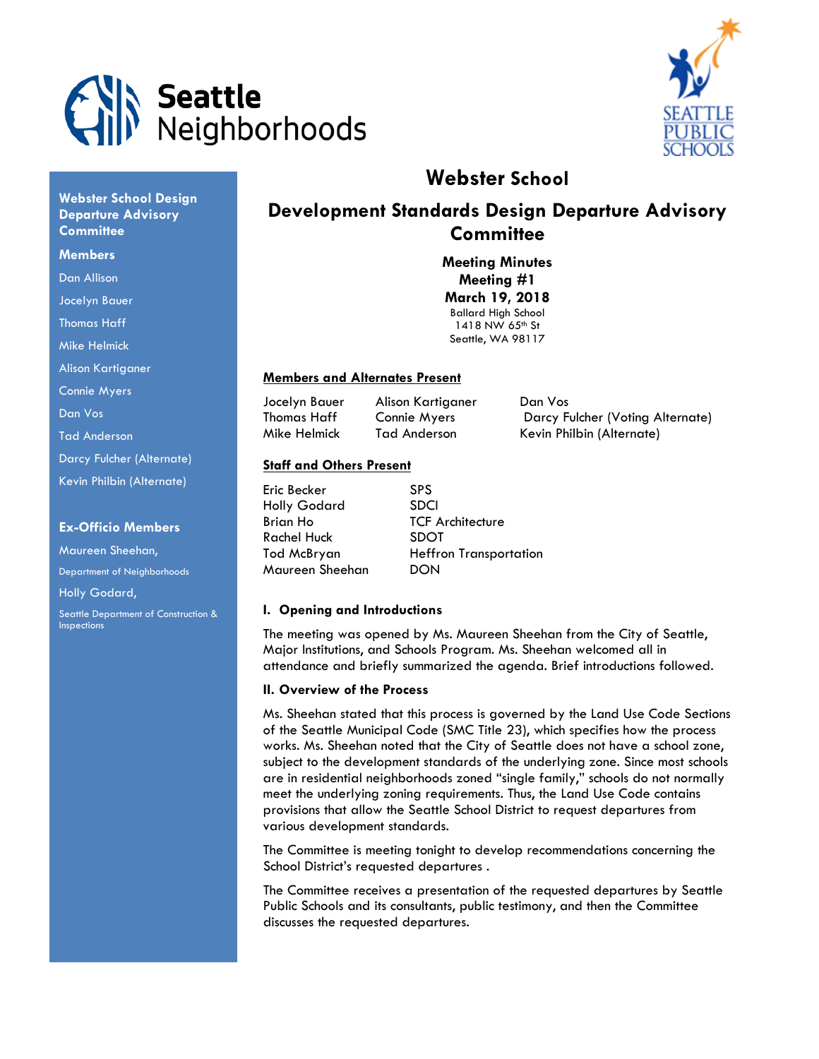Seattle Neighborhoods

SEATTLE PUBLIC SCHOOLS

**Webster School Design Departure Advisory Committee**

**Members**

Dan Allison

Jocelyn Bauer

Thomas Haff

Mike Helmick

Alison Kartiganer

Connie Myers

Dan Vos

Tad Anderson

Darcy Fulcher (Alternate)

Kevin Philbin (Alternate)

**Ex-Officio Members**

Maureen Sheehan, Department of Neighborhoods

Holly Godard, Seattle Department of Construction & Inspections

# Webster School

## Development Standards Design Departure Advisory Committee

**Meeting Minutes**
**Meeting #1**
**March 19, 2018**
Ballard High School
1418 NW 65th St
Seattle, WA 98117

**Members and Alternates Present**

| | | |
|---|---|---|
| Jocelyn Bauer | Alison Kartiganer | Dan Vos |
| Thomas Haff | Connie Myers | Darcy Fulcher (Voting Alternate) |
| Mike Helmick | Tad Anderson | Kevin Philbin (Alternate) |

**Staff and Others Present**

| | |
|---|---|
| Eric Becker | SPS |
| Holly Godard | SDCI |
| Brian Ho | TCF Architecture |
| Rachel Huck | SDOT |
| Tod McBryan | Heffron Transportation |
| Maureen Sheehan | DON |

### I. Opening and Introductions

The meeting was opened by Ms. Maureen Sheehan from the City of Seattle, Major Institutions, and Schools Program. Ms. Sheehan welcomed all in attendance and briefly summarized the agenda. Brief introductions followed.

### II. Overview of the Process

Ms. Sheehan stated that this process is governed by the Land Use Code Sections of the Seattle Municipal Code (SMC Title 23), which specifies how the process works. Ms. Sheehan noted that the City of Seattle does not have a school zone, subject to the development standards of the underlying zone. Since most schools are in residential neighborhoods zoned "single family," schools do not normally meet the underlying zoning requirements. Thus, the Land Use Code contains provisions that allow the Seattle School District to request departures from various development standards.

The Committee is meeting tonight to develop recommendations concerning the School District's requested departures .

The Committee receives a presentation of the requested departures by Seattle Public Schools and its consultants, public testimony, and then the Committee discusses the requested departures.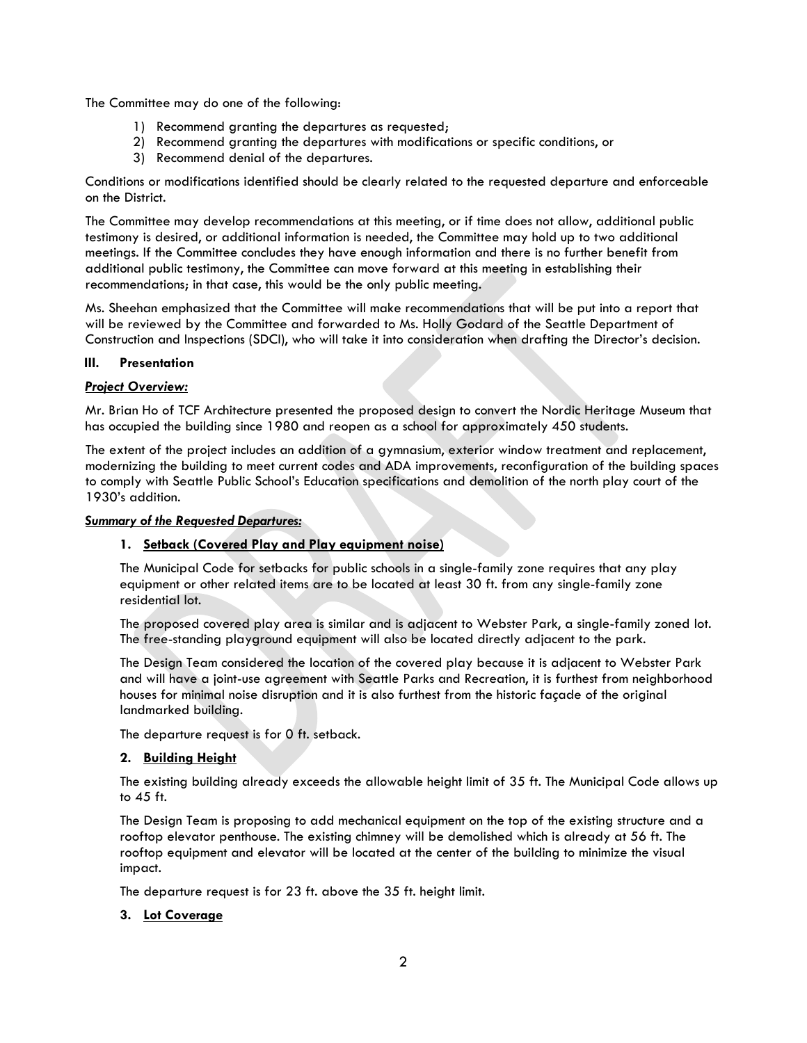The Committee may do one of the following:

1) Recommend granting the departures as requested;
2) Recommend granting the departures with modifications or specific conditions, or
3) Recommend denial of the departures.

Conditions or modifications identified should be clearly related to the requested departure and enforceable on the District.

The Committee may develop recommendations at this meeting, or if time does not allow, additional public testimony is desired, or additional information is needed, the Committee may hold up to two additional meetings. If the Committee concludes they have enough information and there is no further benefit from additional public testimony, the Committee can move forward at this meeting in establishing their recommendations; in that case, this would be the only public meeting.

Ms. Sheehan emphasized that the Committee will make recommendations that will be put into a report that will be reviewed by the Committee and forwarded to Ms. Holly Godard of the Seattle Department of Construction and Inspections (SDCI), who will take it into consideration when drafting the Director's decision.

## III. Presentation

***Project Overview:***

Mr. Brian Ho of TCF Architecture presented the proposed design to convert the Nordic Heritage Museum that has occupied the building since 1980 and reopen as a school for approximately 450 students.

The extent of the project includes an addition of a gymnasium, exterior window treatment and replacement, modernizing the building to meet current codes and ADA improvements, reconfiguration of the building spaces to comply with Seattle Public School's Education specifications and demolition of the north play court of the 1930's addition.

***Summary of the Requested Departures:***

### 1. Setback (Covered Play and Play equipment noise)

The Municipal Code for setbacks for public schools in a single-family zone requires that any play equipment or other related items are to be located at least 30 ft. from any single-family zone residential lot.

The proposed covered play area is similar and is adjacent to Webster Park, a single-family zoned lot. The free-standing playground equipment will also be located directly adjacent to the park.

The Design Team considered the location of the covered play because it is adjacent to Webster Park and will have a joint-use agreement with Seattle Parks and Recreation, it is furthest from neighborhood houses for minimal noise disruption and it is also furthest from the historic façade of the original landmarked building.

The departure request is for 0 ft. setback.

### 2. Building Height

The existing building already exceeds the allowable height limit of 35 ft. The Municipal Code allows up to 45 ft.

The Design Team is proposing to add mechanical equipment on the top of the existing structure and a rooftop elevator penthouse. The existing chimney will be demolished which is already at 56 ft. The rooftop equipment and elevator will be located at the center of the building to minimize the visual impact.

The departure request is for 23 ft. above the 35 ft. height limit.

### 3. Lot Coverage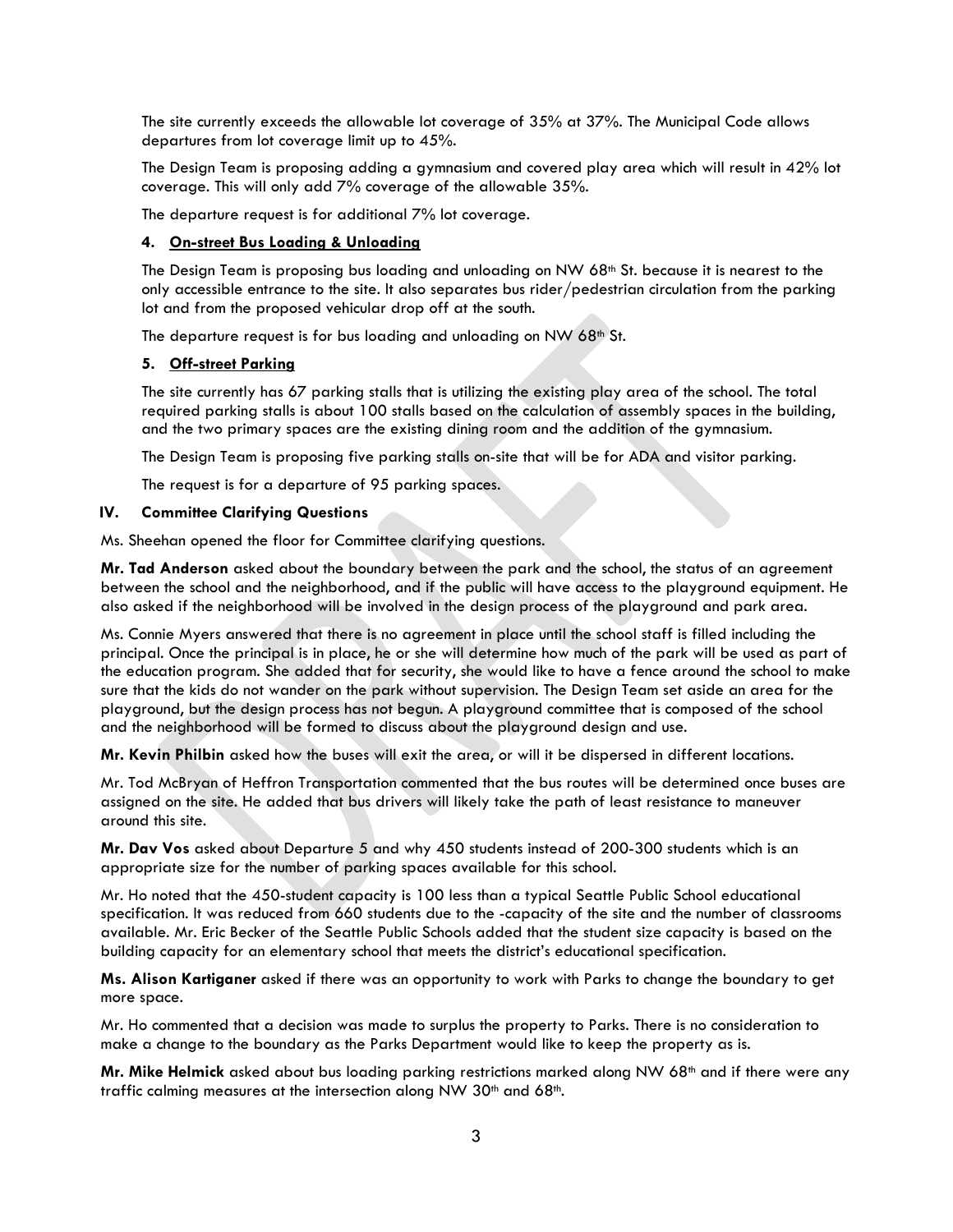The site currently exceeds the allowable lot coverage of 35% at 37%. The Municipal Code allows departures from lot coverage limit up to 45%.

The Design Team is proposing adding a gymnasium and covered play area which will result in 42% lot coverage. This will only add 7% coverage of the allowable 35%.

The departure request is for additional 7% lot coverage.

#### 4. On-street Bus Loading & Unloading

The Design Team is proposing bus loading and unloading on NW 68th St. because it is nearest to the only accessible entrance to the site. It also separates bus rider/pedestrian circulation from the parking lot and from the proposed vehicular drop off at the south.

The departure request is for bus loading and unloading on NW 68th St.

#### 5. Off-street Parking

The site currently has 67 parking stalls that is utilizing the existing play area of the school. The total required parking stalls is about 100 stalls based on the calculation of assembly spaces in the building, and the two primary spaces are the existing dining room and the addition of the gymnasium.

The Design Team is proposing five parking stalls on-site that will be for ADA and visitor parking.

The request is for a departure of 95 parking spaces.

### IV. Committee Clarifying Questions

Ms. Sheehan opened the floor for Committee clarifying questions.

**Mr. Tad Anderson** asked about the boundary between the park and the school, the status of an agreement between the school and the neighborhood, and if the public will have access to the playground equipment. He also asked if the neighborhood will be involved in the design process of the playground and park area.

Ms. Connie Myers answered that there is no agreement in place until the school staff is filled including the principal. Once the principal is in place, he or she will determine how much of the park will be used as part of the education program. She added that for security, she would like to have a fence around the school to make sure that the kids do not wander on the park without supervision. The Design Team set aside an area for the playground, but the design process has not begun. A playground committee that is composed of the school and the neighborhood will be formed to discuss about the playground design and use.

**Mr. Kevin Philbin** asked how the buses will exit the area, or will it be dispersed in different locations.

Mr. Tod McBryan of Heffron Transportation commented that the bus routes will be determined once buses are assigned on the site. He added that bus drivers will likely take the path of least resistance to maneuver around this site.

**Mr. Dav Vos** asked about Departure 5 and why 450 students instead of 200-300 students which is an appropriate size for the number of parking spaces available for this school.

Mr. Ho noted that the 450-student capacity is 100 less than a typical Seattle Public School educational specification. It was reduced from 660 students due to the -capacity of the site and the number of classrooms available. Mr. Eric Becker of the Seattle Public Schools added that the student size capacity is based on the building capacity for an elementary school that meets the district's educational specification.

**Ms. Alison Kartiganer** asked if there was an opportunity to work with Parks to change the boundary to get more space.

Mr. Ho commented that a decision was made to surplus the property to Parks. There is no consideration to make a change to the boundary as the Parks Department would like to keep the property as is.

**Mr. Mike Helmick** asked about bus loading parking restrictions marked along NW 68th and if there were any traffic calming measures at the intersection along NW 30th and 68th.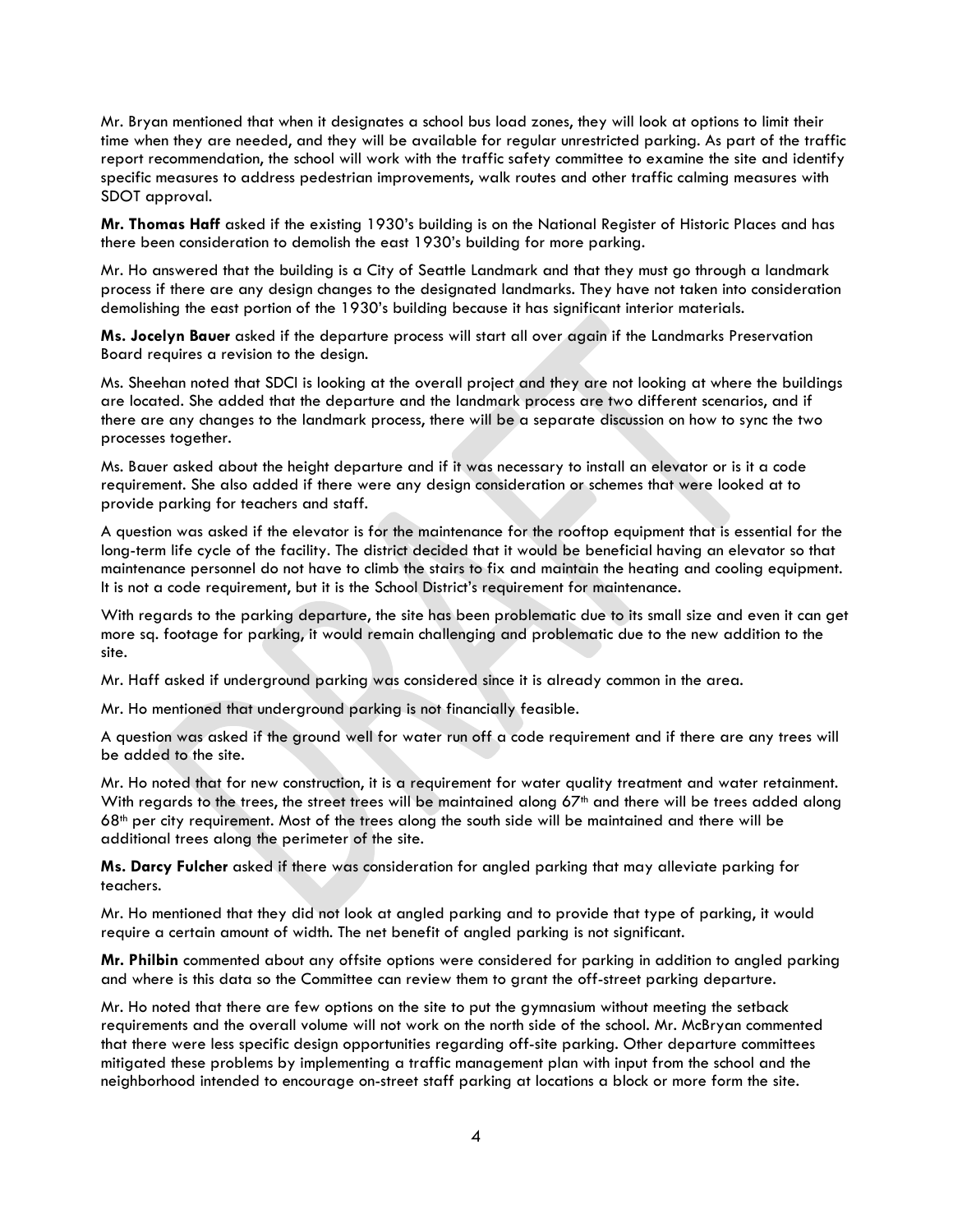Mr. Bryan mentioned that when it designates a school bus load zones, they will look at options to limit their time when they are needed, and they will be available for regular unrestricted parking. As part of the traffic report recommendation, the school will work with the traffic safety committee to examine the site and identify specific measures to address pedestrian improvements, walk routes and other traffic calming measures with SDOT approval.

**Mr. Thomas Haff** asked if the existing 1930's building is on the National Register of Historic Places and has there been consideration to demolish the east 1930's building for more parking.

Mr. Ho answered that the building is a City of Seattle Landmark and that they must go through a landmark process if there are any design changes to the designated landmarks. They have not taken into consideration demolishing the east portion of the 1930's building because it has significant interior materials.

**Ms. Jocelyn Bauer** asked if the departure process will start all over again if the Landmarks Preservation Board requires a revision to the design.

Ms. Sheehan noted that SDCI is looking at the overall project and they are not looking at where the buildings are located. She added that the departure and the landmark process are two different scenarios, and if there are any changes to the landmark process, there will be a separate discussion on how to sync the two processes together.

Ms. Bauer asked about the height departure and if it was necessary to install an elevator or is it a code requirement. She also added if there were any design consideration or schemes that were looked at to provide parking for teachers and staff.

A question was asked if the elevator is for the maintenance for the rooftop equipment that is essential for the long-term life cycle of the facility. The district decided that it would be beneficial having an elevator so that maintenance personnel do not have to climb the stairs to fix and maintain the heating and cooling equipment. It is not a code requirement, but it is the School District's requirement for maintenance.

With regards to the parking departure, the site has been problematic due to its small size and even it can get more sq. footage for parking, it would remain challenging and problematic due to the new addition to the site.

Mr. Haff asked if underground parking was considered since it is already common in the area.

Mr. Ho mentioned that underground parking is not financially feasible.

A question was asked if the ground well for water run off a code requirement and if there are any trees will be added to the site.

Mr. Ho noted that for new construction, it is a requirement for water quality treatment and water retainment. With regards to the trees, the street trees will be maintained along 67th and there will be trees added along 68th per city requirement. Most of the trees along the south side will be maintained and there will be additional trees along the perimeter of the site.

**Ms. Darcy Fulcher** asked if there was consideration for angled parking that may alleviate parking for teachers.

Mr. Ho mentioned that they did not look at angled parking and to provide that type of parking, it would require a certain amount of width. The net benefit of angled parking is not significant.

**Mr. Philbin** commented about any offsite options were considered for parking in addition to angled parking and where is this data so the Committee can review them to grant the off-street parking departure.

Mr. Ho noted that there are few options on the site to put the gymnasium without meeting the setback requirements and the overall volume will not work on the north side of the school. Mr. McBryan commented that there were less specific design opportunities regarding off-site parking. Other departure committees mitigated these problems by implementing a traffic management plan with input from the school and the neighborhood intended to encourage on-street staff parking at locations a block or more form the site.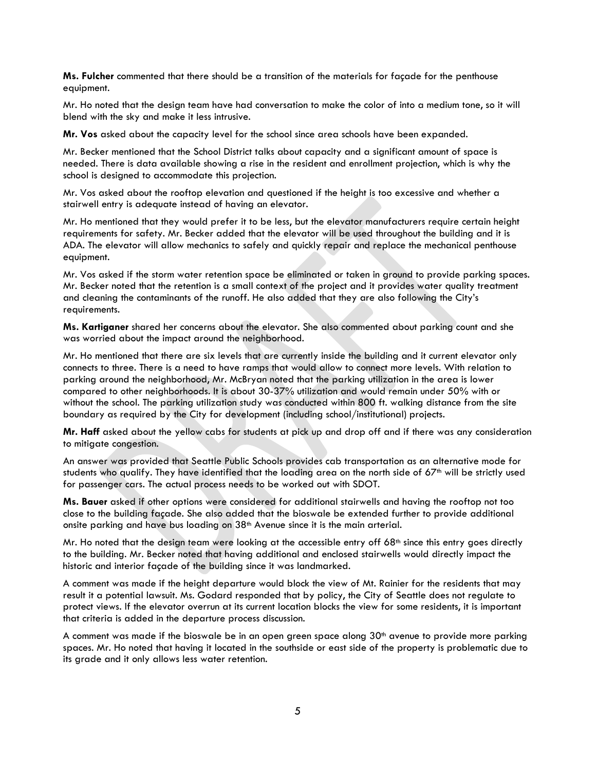**Ms. Fulcher** commented that there should be a transition of the materials for façade for the penthouse equipment.

Mr. Ho noted that the design team have had conversation to make the color of into a medium tone, so it will blend with the sky and make it less intrusive.

**Mr. Vos** asked about the capacity level for the school since area schools have been expanded.

Mr. Becker mentioned that the School District talks about capacity and a significant amount of space is needed. There is data available showing a rise in the resident and enrollment projection, which is why the school is designed to accommodate this projection.

Mr. Vos asked about the rooftop elevation and questioned if the height is too excessive and whether a stairwell entry is adequate instead of having an elevator.

Mr. Ho mentioned that they would prefer it to be less, but the elevator manufacturers require certain height requirements for safety. Mr. Becker added that the elevator will be used throughout the building and it is ADA. The elevator will allow mechanics to safely and quickly repair and replace the mechanical penthouse equipment.

Mr. Vos asked if the storm water retention space be eliminated or taken in ground to provide parking spaces. Mr. Becker noted that the retention is a small context of the project and it provides water quality treatment and cleaning the contaminants of the runoff. He also added that they are also following the City's requirements.

**Ms. Kartiganer** shared her concerns about the elevator. She also commented about parking count and she was worried about the impact around the neighborhood.

Mr. Ho mentioned that there are six levels that are currently inside the building and it current elevator only connects to three. There is a need to have ramps that would allow to connect more levels. With relation to parking around the neighborhood, Mr. McBryan noted that the parking utilization in the area is lower compared to other neighborhoods. It is about 30-37% utilization and would remain under 50% with or without the school. The parking utilization study was conducted within 800 ft. walking distance from the site boundary as required by the City for development (including school/institutional) projects.

**Mr. Haff** asked about the yellow cabs for students at pick up and drop off and if there was any consideration to mitigate congestion.

An answer was provided that Seattle Public Schools provides cab transportation as an alternative mode for students who qualify. They have identified that the loading area on the north side of 67th will be strictly used for passenger cars. The actual process needs to be worked out with SDOT.

**Ms. Bauer** asked if other options were considered for additional stairwells and having the rooftop not too close to the building façade. She also added that the bioswale be extended further to provide additional onsite parking and have bus loading on 38th Avenue since it is the main arterial.

Mr. Ho noted that the design team were looking at the accessible entry off 68th since this entry goes directly to the building. Mr. Becker noted that having additional and enclosed stairwells would directly impact the historic and interior façade of the building since it was landmarked.

A comment was made if the height departure would block the view of Mt. Rainier for the residents that may result it a potential lawsuit. Ms. Godard responded that by policy, the City of Seattle does not regulate to protect views. If the elevator overrun at its current location blocks the view for some residents, it is important that criteria is added in the departure process discussion.

A comment was made if the bioswale be in an open green space along 30th avenue to provide more parking spaces. Mr. Ho noted that having it located in the southside or east side of the property is problematic due to its grade and it only allows less water retention.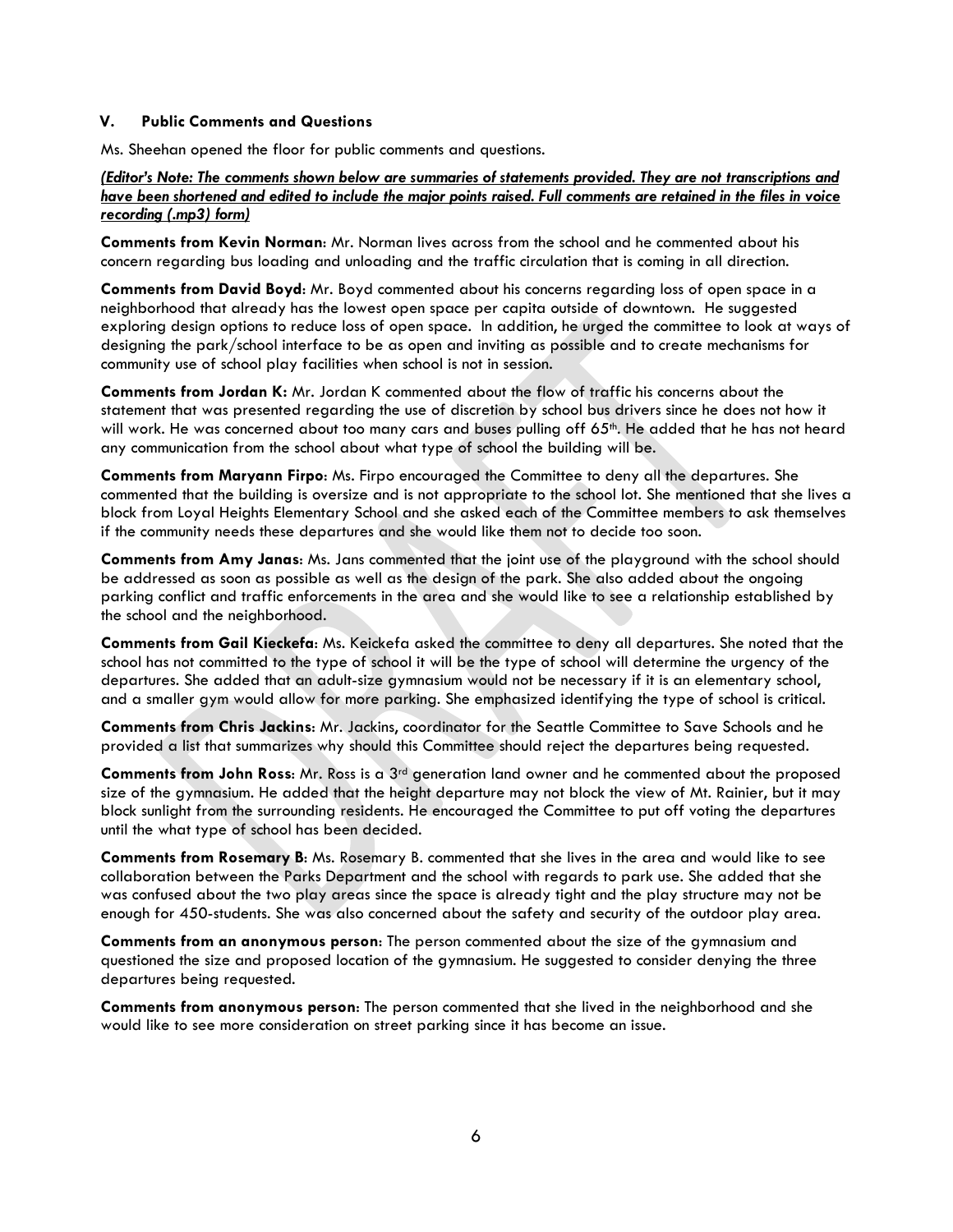### V. Public Comments and Questions

Ms. Sheehan opened the floor for public comments and questions.

***(Editor's Note: The comments shown below are summaries of statements provided. They are not transcriptions and have been shortened and edited to include the major points raised. Full comments are retained in the files in voice recording (.mp3) form)***

**Comments from Kevin Norman**: Mr. Norman lives across from the school and he commented about his concern regarding bus loading and unloading and the traffic circulation that is coming in all direction.

**Comments from David Boyd**: Mr. Boyd commented about his concerns regarding loss of open space in a neighborhood that already has the lowest open space per capita outside of downtown. He suggested exploring design options to reduce loss of open space. In addition, he urged the committee to look at ways of designing the park/school interface to be as open and inviting as possible and to create mechanisms for community use of school play facilities when school is not in session.

**Comments from Jordan K:** Mr. Jordan K commented about the flow of traffic his concerns about the statement that was presented regarding the use of discretion by school bus drivers since he does not how it will work. He was concerned about too many cars and buses pulling off 65th. He added that he has not heard any communication from the school about what type of school the building will be.

**Comments from Maryann Firpo**: Ms. Firpo encouraged the Committee to deny all the departures. She commented that the building is oversize and is not appropriate to the school lot. She mentioned that she lives a block from Loyal Heights Elementary School and she asked each of the Committee members to ask themselves if the community needs these departures and she would like them not to decide too soon.

**Comments from Amy Janas**: Ms. Jans commented that the joint use of the playground with the school should be addressed as soon as possible as well as the design of the park. She also added about the ongoing parking conflict and traffic enforcements in the area and she would like to see a relationship established by the school and the neighborhood.

**Comments from Gail Kieckefa**: Ms. Keickefa asked the committee to deny all departures. She noted that the school has not committed to the type of school it will be the type of school will determine the urgency of the departures. She added that an adult-size gymnasium would not be necessary if it is an elementary school, and a smaller gym would allow for more parking. She emphasized identifying the type of school is critical.

**Comments from Chris Jackins**: Mr. Jackins, coordinator for the Seattle Committee to Save Schools and he provided a list that summarizes why should this Committee should reject the departures being requested.

**Comments from John Ross**: Mr. Ross is a 3rd generation land owner and he commented about the proposed size of the gymnasium. He added that the height departure may not block the view of Mt. Rainier, but it may block sunlight from the surrounding residents. He encouraged the Committee to put off voting the departures until the what type of school has been decided.

**Comments from Rosemary B**: Ms. Rosemary B. commented that she lives in the area and would like to see collaboration between the Parks Department and the school with regards to park use. She added that she was confused about the two play areas since the space is already tight and the play structure may not be enough for 450-students. She was also concerned about the safety and security of the outdoor play area.

**Comments from an anonymous person**: The person commented about the size of the gymnasium and questioned the size and proposed location of the gymnasium. He suggested to consider denying the three departures being requested.

**Comments from anonymous person**: The person commented that she lived in the neighborhood and she would like to see more consideration on street parking since it has become an issue.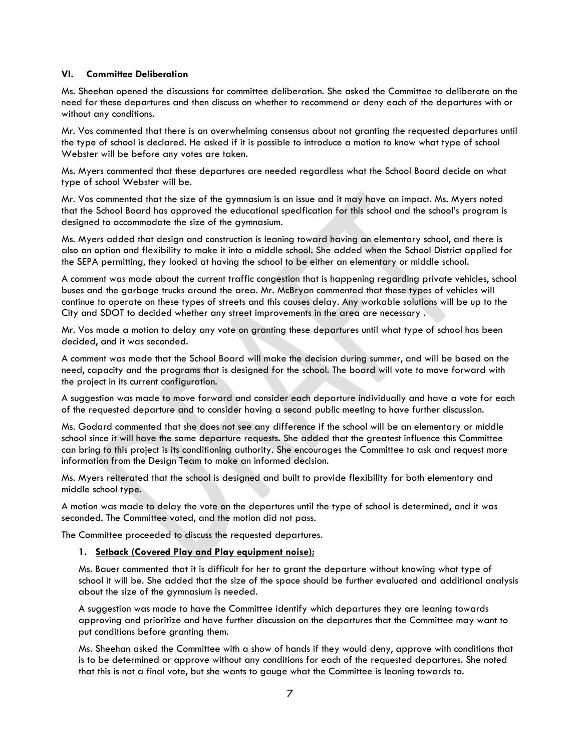### VI. Committee Deliberation

Ms. Sheehan opened the discussions for committee deliberation. She asked the Committee to deliberate on the need for these departures and then discuss on whether to recommend or deny each of the departures with or without any conditions.

Mr. Vos commented that there is an overwhelming consensus about not granting the requested departures until the type of school is declared. He asked if it is possible to introduce a motion to know what type of school Webster will be before any votes are taken.

Ms. Myers commented that these departures are needed regardless what the School Board decide on what type of school Webster will be.

Mr. Vos commented that the size of the gymnasium is an issue and it may have an impact. Ms. Myers noted that the School Board has approved the educational specification for this school and the school's program is designed to accommodate the size of the gymnasium.

Ms. Myers added that design and construction is leaning toward having an elementary school, and there is also an option and flexibility to make it into a middle school. She added when the School District applied for the SEPA permitting, they looked at having the school to be either an elementary or middle school.

A comment was made about the current traffic congestion that is happening regarding private vehicles, school buses and the garbage trucks around the area. Mr. McBryan commented that these types of vehicles will continue to operate on these types of streets and this causes delay. Any workable solutions will be up to the City and SDOT to decided whether any street improvements in the area are necessary .

Mr. Vos made a motion to delay any vote on granting these departures until what type of school has been decided, and it was seconded.

A comment was made that the School Board will make the decision during summer, and will be based on the need, capacity and the programs that is designed for the school. The board will vote to move forward with the project in its current configuration.

A suggestion was made to move forward and consider each departure individually and have a vote for each of the requested departure and to consider having a second public meeting to have further discussion.

Ms. Godard commented that she does not see any difference if the school will be an elementary or middle school since it will have the same departure requests. She added that the greatest influence this Committee can bring to this project is its conditioning authority. She encourages the Committee to ask and request more information from the Design Team to make an informed decision.

Ms. Myers reiterated that the school is designed and built to provide flexibility for both elementary and middle school type.

A motion was made to delay the vote on the departures until the type of school is determined, and it was seconded. The Committee voted, and the motion did not pass.

The Committee proceeded to discuss the requested departures.

1. **Setback (Covered Play and Play equipment noise);**

   Ms. Bauer commented that it is difficult for her to grant the departure without knowing what type of school it will be. She added that the size of the space should be further evaluated and additional analysis about the size of the gymnasium is needed.

   A suggestion was made to have the Committee identify which departures they are leaning towards approving and prioritize and have further discussion on the departures that the Committee may want to put conditions before granting them.

   Ms. Sheehan asked the Committee with a show of hands if they would deny, approve with conditions that is to be determined or approve without any conditions for each of the requested departures. She noted that this is not a final vote, but she wants to gauge what the Committee is leaning towards to.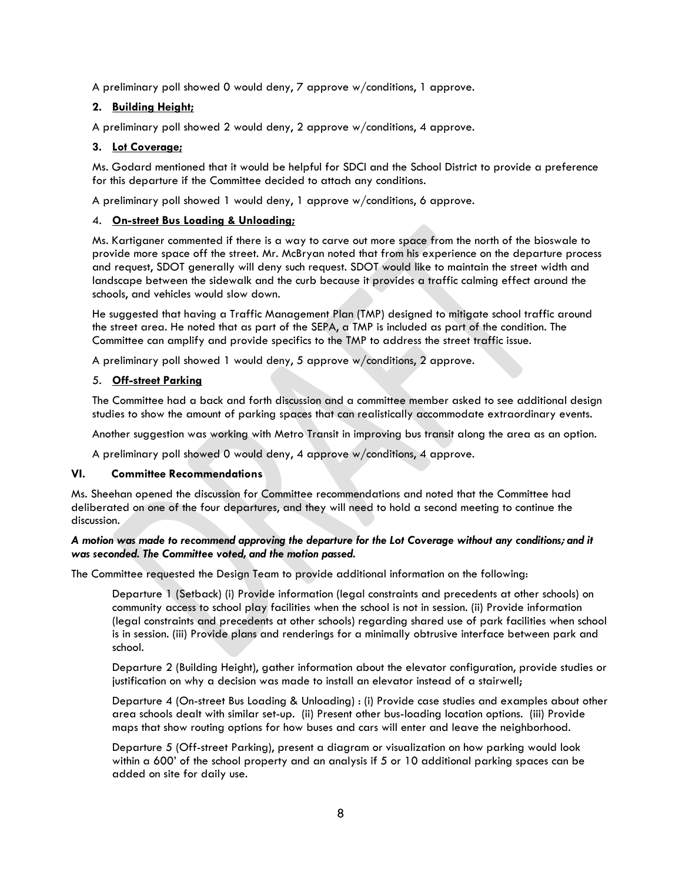A preliminary poll showed 0 would deny, 7 approve w/conditions, 1 approve.

**2. Building Height;**

A preliminary poll showed 2 would deny, 2 approve w/conditions, 4 approve.

**3. Lot Coverage;**

Ms. Godard mentioned that it would be helpful for SDCI and the School District to provide a preference for this departure if the Committee decided to attach any conditions.

A preliminary poll showed 1 would deny, 1 approve w/conditions, 6 approve.

4. **On-street Bus Loading & Unloading;**

Ms. Kartiganer commented if there is a way to carve out more space from the north of the bioswale to provide more space off the street. Mr. McBryan noted that from his experience on the departure process and request, SDOT generally will deny such request. SDOT would like to maintain the street width and landscape between the sidewalk and the curb because it provides a traffic calming effect around the schools, and vehicles would slow down.

He suggested that having a Traffic Management Plan (TMP) designed to mitigate school traffic around the street area. He noted that as part of the SEPA, a TMP is included as part of the condition. The Committee can amplify and provide specifics to the TMP to address the street traffic issue.

A preliminary poll showed 1 would deny, 5 approve w/conditions, 2 approve.

5. **Off-street Parking**

The Committee had a back and forth discussion and a committee member asked to see additional design studies to show the amount of parking spaces that can realistically accommodate extraordinary events.

Another suggestion was working with Metro Transit in improving bus transit along the area as an option.

A preliminary poll showed 0 would deny, 4 approve w/conditions, 4 approve.

## VI. Committee Recommendations

Ms. Sheehan opened the discussion for Committee recommendations and noted that the Committee had deliberated on one of the four departures, and they will need to hold a second meeting to continue the discussion.

***A motion was made to recommend approving the departure for the Lot Coverage without any conditions; and it was seconded. The Committee voted, and the motion passed.***

The Committee requested the Design Team to provide additional information on the following:

Departure 1 (Setback) (i) Provide information (legal constraints and precedents at other schools) on community access to school play facilities when the school is not in session. (ii) Provide information (legal constraints and precedents at other schools) regarding shared use of park facilities when school is in session. (iii) Provide plans and renderings for a minimally obtrusive interface between park and school.

Departure 2 (Building Height), gather information about the elevator configuration, provide studies or justification on why a decision was made to install an elevator instead of a stairwell;

Departure 4 (On-street Bus Loading & Unloading) : (i) Provide case studies and examples about other area schools dealt with similar set-up. (ii) Present other bus-loading location options. (iii) Provide maps that show routing options for how buses and cars will enter and leave the neighborhood.

Departure 5 (Off-street Parking), present a diagram or visualization on how parking would look within a 600' of the school property and an analysis if 5 or 10 additional parking spaces can be added on site for daily use.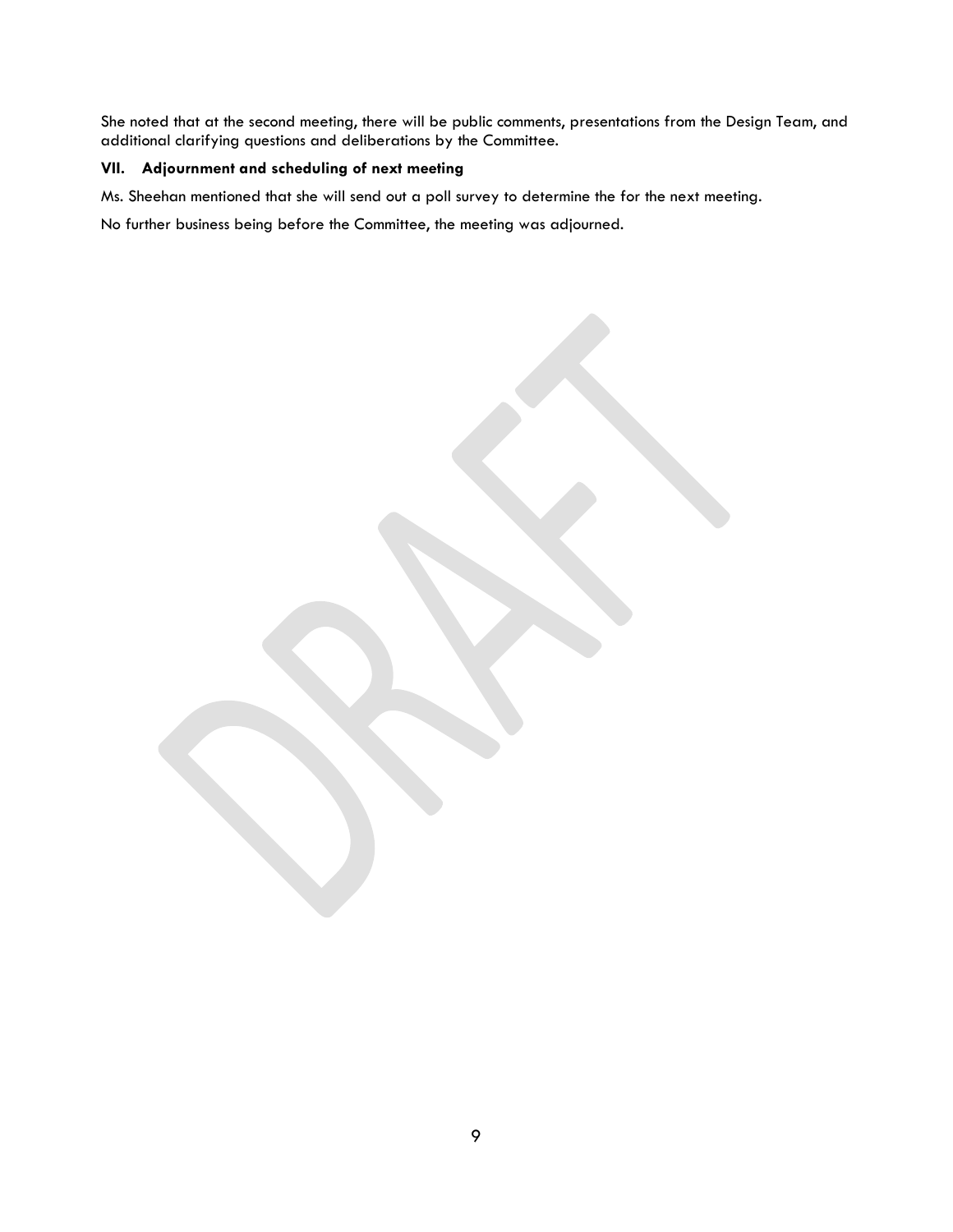She noted that at the second meeting, there will be public comments, presentations from the Design Team, and additional clarifying questions and deliberations by the Committee.

### VII. Adjournment and scheduling of next meeting

Ms. Sheehan mentioned that she will send out a poll survey to determine the for the next meeting.

No further business being before the Committee, the meeting was adjourned.